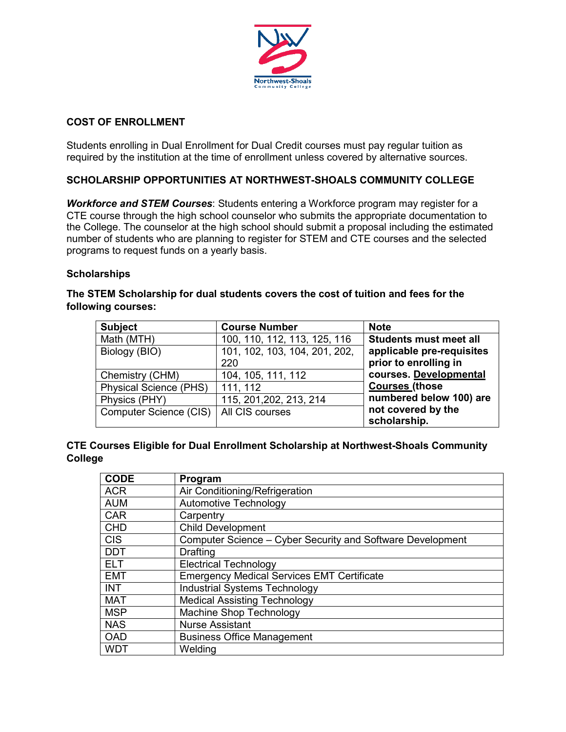## COST OF ENROLLMENT

Students enrolling in Dual Enrollment for Dual Credit courses must pay regular tuition as required by the institution at the time of enrollment unless covered by alternative sources.

## SCHOLARSHIP OPPORTUNITIES AT NORTHWEST-SHOALS COMMUNITY COLLEGE

***Workforce and STEM Courses***: Students entering a Workforce program may register for a CTE course through the high school counselor who submits the appropriate documentation to the College. The counselor at the high school should submit a proposal including the estimated number of students who are planning to register for STEM and CTE courses and the selected programs to request funds on a yearly basis.

### Scholarships

**The STEM Scholarship for dual students covers the cost of tuition and fees for the following courses:**

| Subject | Course Number | Note |
|---|---|---|
| Math (MTH) | 100, 110, 112, 113, 125, 116 | **Students must meet all applicable pre-requisites prior to enrolling in courses. Developmental Courses (those numbered below 100) are not covered by the scholarship.** |
| Biology (BIO) | 101, 102, 103, 104, 201, 202, 220 | |
| Chemistry (CHM) | 104, 105, 111, 112 | |
| Physical Science (PHS) | 111, 112 | |
| Physics (PHY) | 115, 201,202, 213, 214 | |
| Computer Science (CIS) | All CIS courses | |

**CTE Courses Eligible for Dual Enrollment Scholarship at Northwest-Shoals Community College**

| CODE | Program |
|---|---|
| ACR | Air Conditioning/Refrigeration |
| AUM | Automotive Technology |
| CAR | Carpentry |
| CHD | Child Development |
| CIS | Computer Science – Cyber Security and Software Development |
| DDT | Drafting |
| ELT | Electrical Technology |
| EMT | Emergency Medical Services EMT Certificate |
| INT | Industrial Systems Technology |
| MAT | Medical Assisting Technology |
| MSP | Machine Shop Technology |
| NAS | Nurse Assistant |
| OAD | Business Office Management |
| WDT | Welding |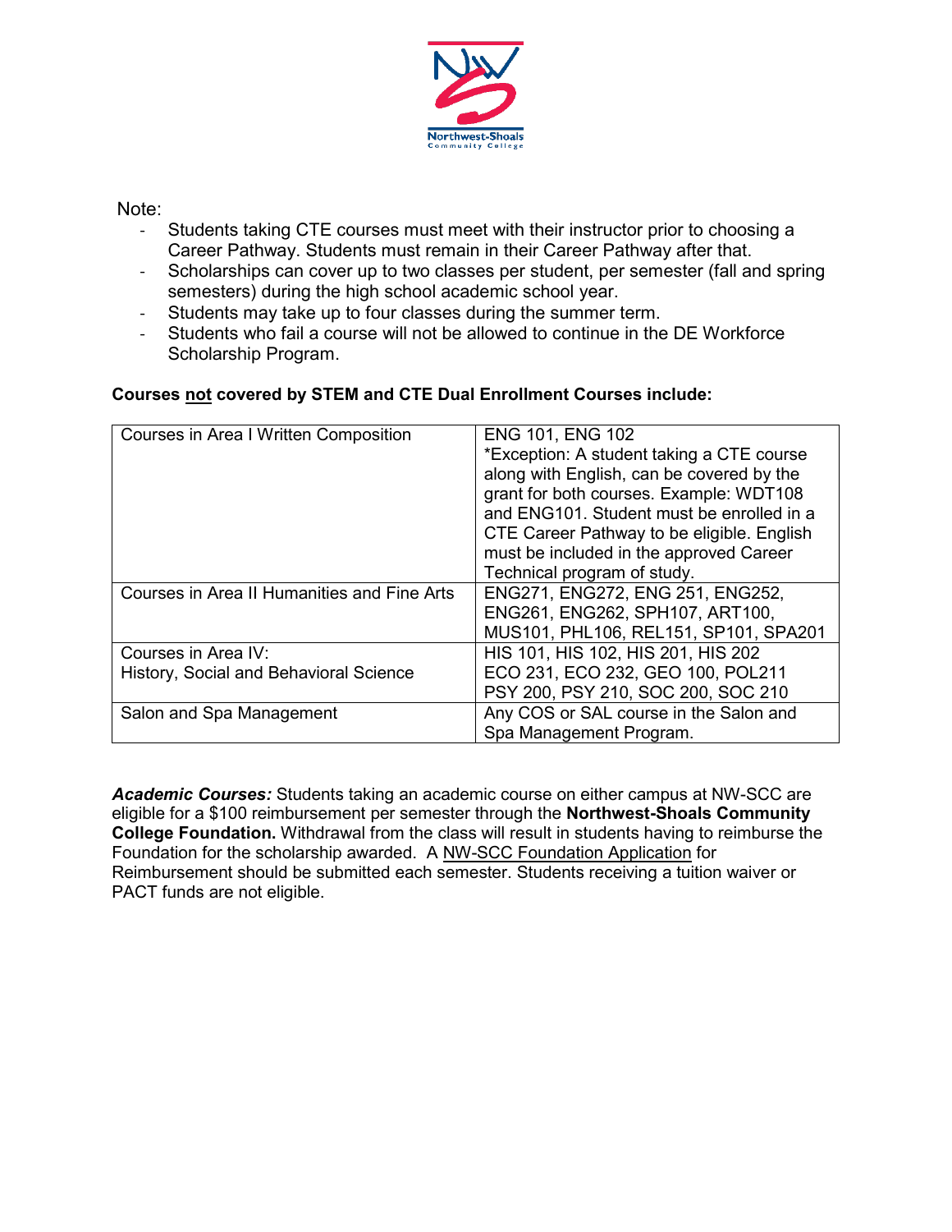Note:

- Students taking CTE courses must meet with their instructor prior to choosing a Career Pathway. Students must remain in their Career Pathway after that.
- Scholarships can cover up to two classes per student, per semester (fall and spring semesters) during the high school academic school year.
- Students may take up to four classes during the summer term.
- Students who fail a course will not be allowed to continue in the DE Workforce Scholarship Program.

**Courses not covered by STEM and CTE Dual Enrollment Courses include:**

| | |
|---|---|
| Courses in Area I Written Composition | ENG 101, ENG 102<br>*Exception: A student taking a CTE course along with English, can be covered by the grant for both courses. Example: WDT108 and ENG101. Student must be enrolled in a CTE Career Pathway to be eligible. English must be included in the approved Career Technical program of study. |
| Courses in Area II Humanities and Fine Arts | ENG271, ENG272, ENG 251, ENG252, ENG261, ENG262, SPH107, ART100, MUS101, PHL106, REL151, SP101, SPA201 |
| Courses in Area IV:<br>History, Social and Behavioral Science | HIS 101, HIS 102, HIS 201, HIS 202<br>ECO 231, ECO 232, GEO 100, POL211<br>PSY 200, PSY 210, SOC 200, SOC 210 |
| Salon and Spa Management | Any COS or SAL course in the Salon and Spa Management Program. |

***Academic Courses:*** Students taking an academic course on either campus at NW-SCC are eligible for a $100 reimbursement per semester through the **Northwest-Shoals Community College Foundation.** Withdrawal from the class will result in students having to reimburse the Foundation for the scholarship awarded. A NW-SCC Foundation Application for Reimbursement should be submitted each semester. Students receiving a tuition waiver or PACT funds are not eligible.